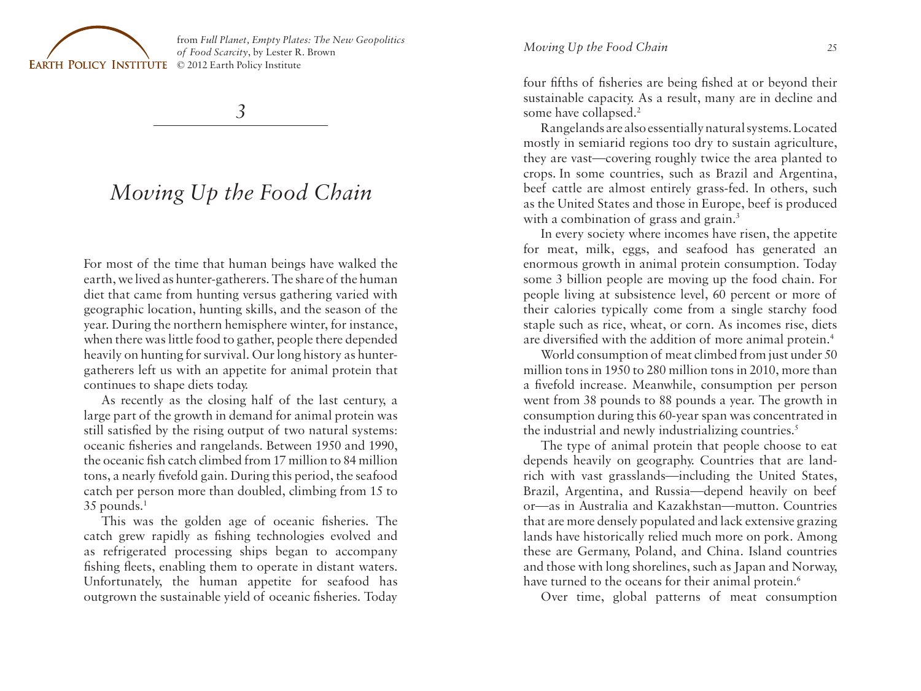from *Full Planet, Empty Plates: The New Geopolitics of Food Scarcity*, by Lester R. Brown
© 2012 Earth Policy Institute

# 3

# *Moving Up the Food Chain*

For most of the time that human beings have walked the earth, we lived as hunter-gatherers. The share of the human diet that came from hunting versus gathering varied with geographic location, hunting skills, and the season of the year. During the northern hemisphere winter, for instance, when there was little food to gather, people there depended heavily on hunting for survival. Our long history as hunter-gatherers left us with an appetite for animal protein that continues to shape diets today.

As recently as the closing half of the last century, a large part of the growth in demand for animal protein was still satisfied by the rising output of two natural systems: oceanic fisheries and rangelands. Between 1950 and 1990, the oceanic fish catch climbed from 17 million to 84 million tons, a nearly fivefold gain. During this period, the seafood catch per person more than doubled, climbing from 15 to 35 pounds.[1]

This was the golden age of oceanic fisheries. The catch grew rapidly as fishing technologies evolved and as refrigerated processing ships began to accompany fishing fleets, enabling them to operate in distant waters. Unfortunately, the human appetite for seafood has outgrown the sustainable yield of oceanic fisheries. Today four fifths of fisheries are being fished at or beyond their sustainable capacity. As a result, many are in decline and some have collapsed.[2]

Rangelands are also essentially natural systems. Located mostly in semiarid regions too dry to sustain agriculture, they are vast—covering roughly twice the area planted to crops. In some countries, such as Brazil and Argentina, beef cattle are almost entirely grass-fed. In others, such as the United States and those in Europe, beef is produced with a combination of grass and grain.[3]

In every society where incomes have risen, the appetite for meat, milk, eggs, and seafood has generated an enormous growth in animal protein consumption. Today some 3 billion people are moving up the food chain. For people living at subsistence level, 60 percent or more of their calories typically come from a single starchy food staple such as rice, wheat, or corn. As incomes rise, diets are diversified with the addition of more animal protein.[4]

World consumption of meat climbed from just under 50 million tons in 1950 to 280 million tons in 2010, more than a fivefold increase. Meanwhile, consumption per person went from 38 pounds to 88 pounds a year. The growth in consumption during this 60-year span was concentrated in the industrial and newly industrializing countries.[5]

The type of animal protein that people choose to eat depends heavily on geography. Countries that are land-rich with vast grasslands—including the United States, Brazil, Argentina, and Russia—depend heavily on beef or—as in Australia and Kazakhstan—mutton. Countries that are more densely populated and lack extensive grazing lands have historically relied much more on pork. Among these are Germany, Poland, and China. Island countries and those with long shorelines, such as Japan and Norway, have turned to the oceans for their animal protein.[6]

Over time, global patterns of meat consumption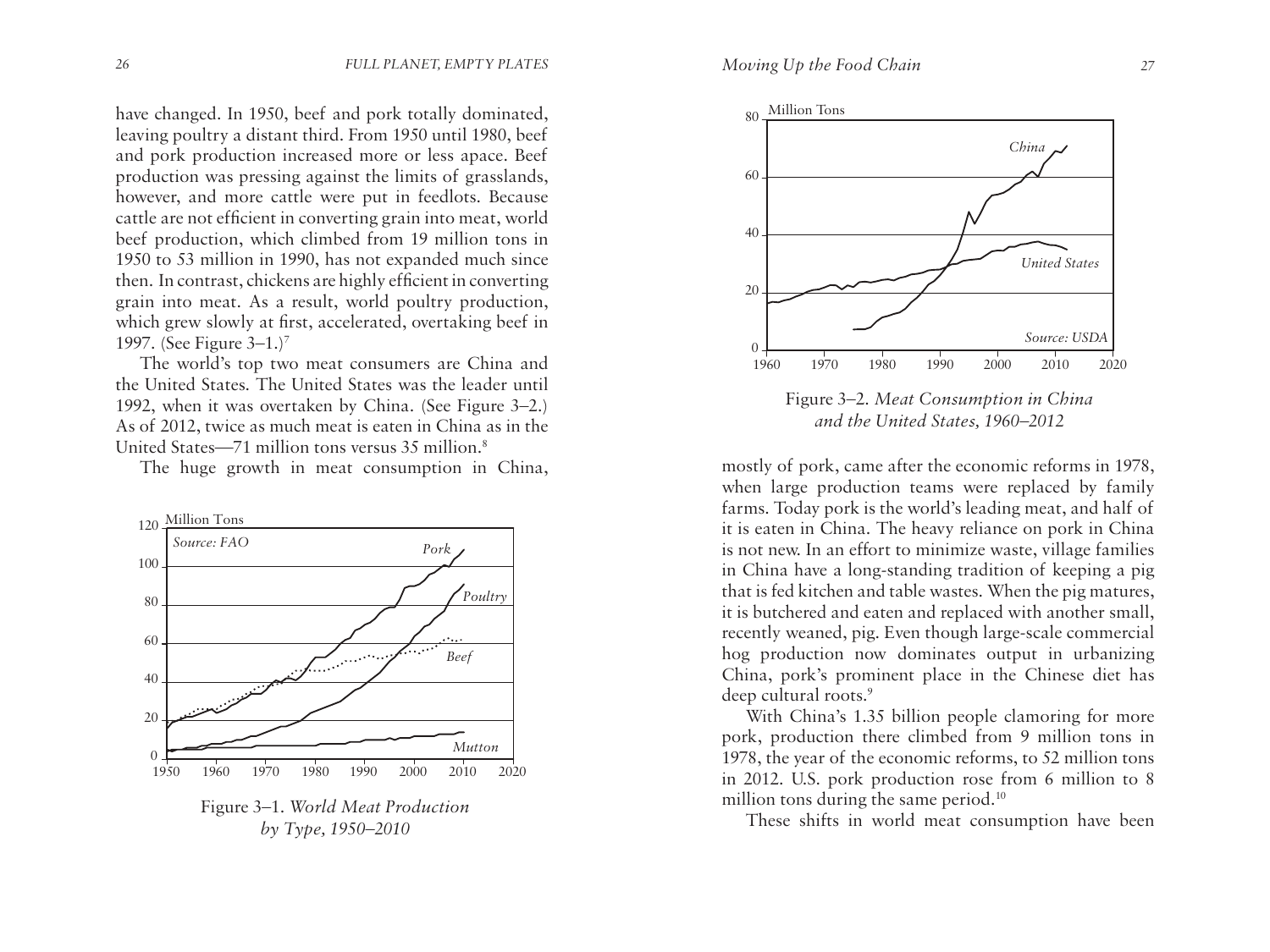have changed. In 1950, beef and pork totally dominated, leaving poultry a distant third. From 1950 until 1980, beef and pork production increased more or less apace. Beef production was pressing against the limits of grasslands, however, and more cattle were put in feedlots. Because cattle are not efficient in converting grain into meat, world beef production, which climbed from 19 million tons in 1950 to 53 million in 1990, has not expanded much since then. In contrast, chickens are highly efficient in converting grain into meat. As a result, world poultry production, which grew slowly at first, accelerated, overtaking beef in 1997. (See Figure 3–1.)[7]

The world's top two meat consumers are China and the United States. The United States was the leader until 1992, when it was overtaken by China. (See Figure 3–2.) As of 2012, twice as much meat is eaten in China as in the United States—71 million tons versus 35 million.[8]

The huge growth in meat consumption in China, mostly of pork, came after the economic reforms in 1978, when large production teams were replaced by family farms. Today pork is the world's leading meat, and half of it is eaten in China. The heavy reliance on pork in China is not new. In an effort to minimize waste, village families in China have a long-standing tradition of keeping a pig that is fed kitchen and table wastes. When the pig matures, it is butchered and eaten and replaced with another small, recently weaned, pig. Even though large-scale commercial hog production now dominates output in urbanizing China, pork's prominent place in the Chinese diet has deep cultural roots.[9]

Figure 3–1. *World Meat Production by Type, 1950–2010*

Figure 3–2. *Meat Consumption in China and the United States, 1960–2012*

With China's 1.35 billion people clamoring for more pork, production there climbed from 9 million tons in 1978, the year of the economic reforms, to 52 million tons in 2012. U.S. pork production rose from 6 million to 8 million tons during the same period.[10]

These shifts in world meat consumption have been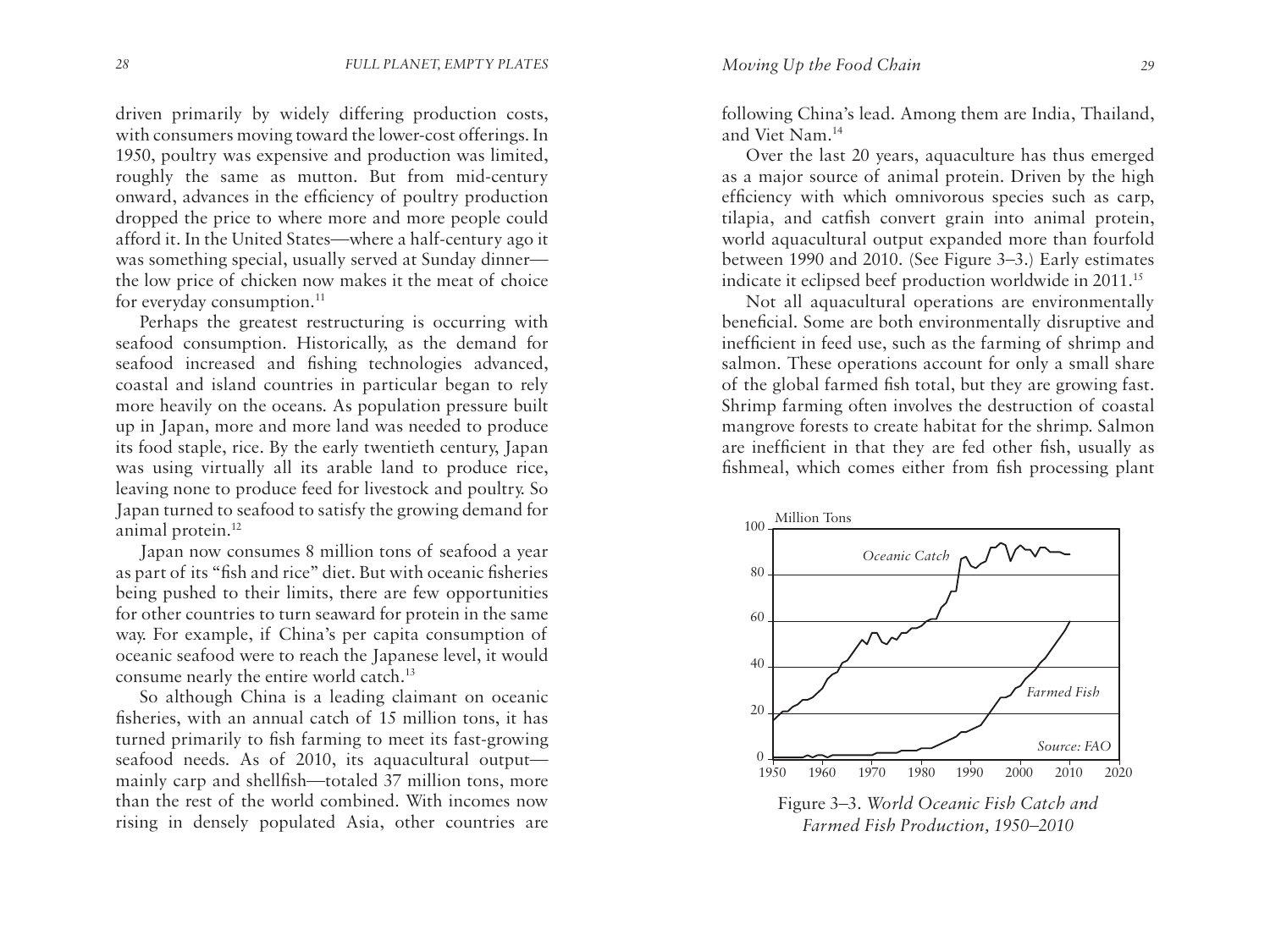driven primarily by widely differing production costs, with consumers moving toward the lower-cost offerings. In 1950, poultry was expensive and production was limited, roughly the same as mutton. But from mid-century onward, advances in the efficiency of poultry production dropped the price to where more and more people could afford it. In the United States—where a half-century ago it was something special, usually served at Sunday dinner—the low price of chicken now makes it the meat of choice for everyday consumption.[11]

Perhaps the greatest restructuring is occurring with seafood consumption. Historically, as the demand for seafood increased and fishing technologies advanced, coastal and island countries in particular began to rely more heavily on the oceans. As population pressure built up in Japan, more and more land was needed to produce its food staple, rice. By the early twentieth century, Japan was using virtually all its arable land to produce rice, leaving none to produce feed for livestock and poultry. So Japan turned to seafood to satisfy the growing demand for animal protein.[12]

Japan now consumes 8 million tons of seafood a year as part of its "fish and rice" diet. But with oceanic fisheries being pushed to their limits, there are few opportunities for other countries to turn seaward for protein in the same way. For example, if China's per capita consumption of oceanic seafood were to reach the Japanese level, it would consume nearly the entire world catch.[13]

So although China is a leading claimant on oceanic fisheries, with an annual catch of 15 million tons, it has turned primarily to fish farming to meet its fast-growing seafood needs. As of 2010, its aquacultural output—mainly carp and shellfish—totaled 37 million tons, more than the rest of the world combined. With incomes now rising in densely populated Asia, other countries are following China's lead. Among them are India, Thailand, and Viet Nam.[14]

Over the last 20 years, aquaculture has thus emerged as a major source of animal protein. Driven by the high efficiency with which omnivorous species such as carp, tilapia, and catfish convert grain into animal protein, world aquacultural output expanded more than fourfold between 1990 and 2010. (See Figure 3–3.) Early estimates indicate it eclipsed beef production worldwide in 2011.[15]

Not all aquacultural operations are environmentally beneficial. Some are both environmentally disruptive and inefficient in feed use, such as the farming of shrimp and salmon. These operations account for only a small share of the global farmed fish total, but they are growing fast. Shrimp farming often involves the destruction of coastal mangrove forests to create habitat for the shrimp. Salmon are inefficient in that they are fed other fish, usually as fishmeal, which comes either from fish processing plant

Figure 3–3. *World Oceanic Fish Catch and Farmed Fish Production, 1950–2010*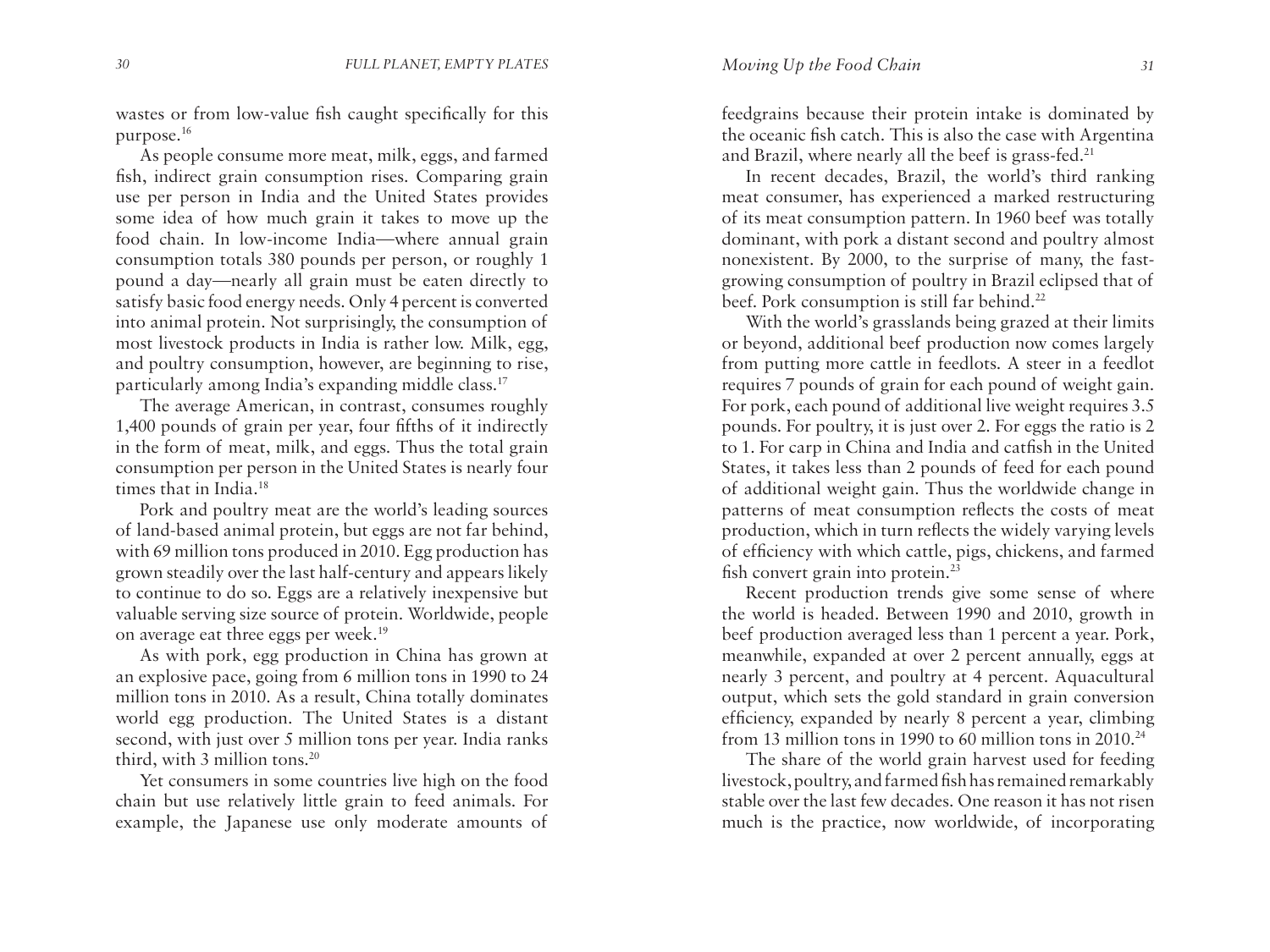wastes or from low-value fish caught specifically for this purpose.[16]

As people consume more meat, milk, eggs, and farmed fish, indirect grain consumption rises. Comparing grain use per person in India and the United States provides some idea of how much grain it takes to move up the food chain. In low-income India—where annual grain consumption totals 380 pounds per person, or roughly 1 pound a day—nearly all grain must be eaten directly to satisfy basic food energy needs. Only 4 percent is converted into animal protein. Not surprisingly, the consumption of most livestock products in India is rather low. Milk, egg, and poultry consumption, however, are beginning to rise, particularly among India's expanding middle class.[17]

The average American, in contrast, consumes roughly 1,400 pounds of grain per year, four fifths of it indirectly in the form of meat, milk, and eggs. Thus the total grain consumption per person in the United States is nearly four times that in India.[18]

Pork and poultry meat are the world's leading sources of land-based animal protein, but eggs are not far behind, with 69 million tons produced in 2010. Egg production has grown steadily over the last half-century and appears likely to continue to do so. Eggs are a relatively inexpensive but valuable serving size source of protein. Worldwide, people on average eat three eggs per week.[19]

As with pork, egg production in China has grown at an explosive pace, going from 6 million tons in 1990 to 24 million tons in 2010. As a result, China totally dominates world egg production. The United States is a distant second, with just over 5 million tons per year. India ranks third, with 3 million tons.[20]

Yet consumers in some countries live high on the food chain but use relatively little grain to feed animals. For example, the Japanese use only moderate amounts of feedgrains because their protein intake is dominated by the oceanic fish catch. This is also the case with Argentina and Brazil, where nearly all the beef is grass-fed.[21]

In recent decades, Brazil, the world's third ranking meat consumer, has experienced a marked restructuring of its meat consumption pattern. In 1960 beef was totally dominant, with pork a distant second and poultry almost nonexistent. By 2000, to the surprise of many, the fast-growing consumption of poultry in Brazil eclipsed that of beef. Pork consumption is still far behind.[22]

With the world's grasslands being grazed at their limits or beyond, additional beef production now comes largely from putting more cattle in feedlots. A steer in a feedlot requires 7 pounds of grain for each pound of weight gain. For pork, each pound of additional live weight requires 3.5 pounds. For poultry, it is just over 2. For eggs the ratio is 2 to 1. For carp in China and India and catfish in the United States, it takes less than 2 pounds of feed for each pound of additional weight gain. Thus the worldwide change in patterns of meat consumption reflects the costs of meat production, which in turn reflects the widely varying levels of efficiency with which cattle, pigs, chickens, and farmed fish convert grain into protein.[23]

Recent production trends give some sense of where the world is headed. Between 1990 and 2010, growth in beef production averaged less than 1 percent a year. Pork, meanwhile, expanded at over 2 percent annually, eggs at nearly 3 percent, and poultry at 4 percent. Aquacultural output, which sets the gold standard in grain conversion efficiency, expanded by nearly 8 percent a year, climbing from 13 million tons in 1990 to 60 million tons in 2010.[24]

The share of the world grain harvest used for feeding livestock, poultry, and farmed fish has remained remarkably stable over the last few decades. One reason it has not risen much is the practice, now worldwide, of incorporating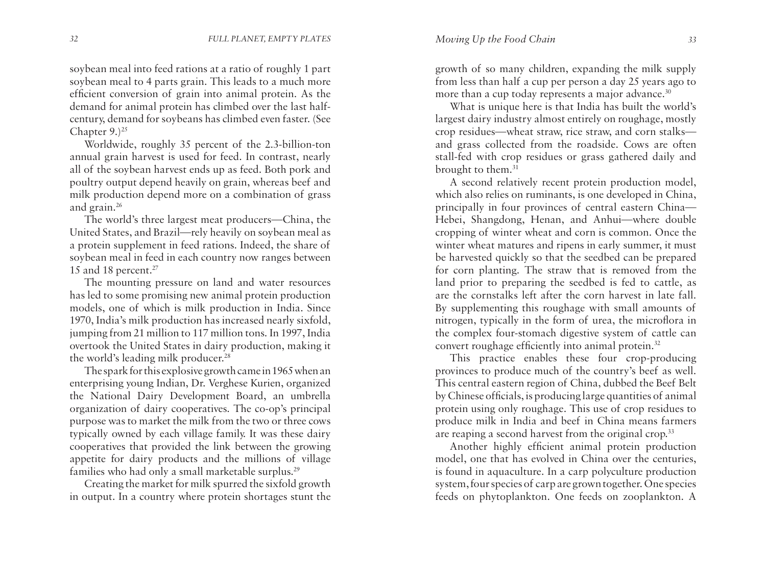soybean meal into feed rations at a ratio of roughly 1 part soybean meal to 4 parts grain. This leads to a much more efficient conversion of grain into animal protein. As the demand for animal protein has climbed over the last half-century, demand for soybeans has climbed even faster. (See Chapter 9.)[25]

Worldwide, roughly 35 percent of the 2.3-billion-ton annual grain harvest is used for feed. In contrast, nearly all of the soybean harvest ends up as feed. Both pork and poultry output depend heavily on grain, whereas beef and milk production depend more on a combination of grass and grain.[26]

The world's three largest meat producers—China, the United States, and Brazil—rely heavily on soybean meal as a protein supplement in feed rations. Indeed, the share of soybean meal in feed in each country now ranges between 15 and 18 percent.[27]

The mounting pressure on land and water resources has led to some promising new animal protein production models, one of which is milk production in India. Since 1970, India's milk production has increased nearly sixfold, jumping from 21 million to 117 million tons. In 1997, India overtook the United States in dairy production, making it the world's leading milk producer.[28]

The spark for this explosive growth came in 1965 when an enterprising young Indian, Dr. Verghese Kurien, organized the National Dairy Development Board, an umbrella organization of dairy cooperatives. The co-op's principal purpose was to market the milk from the two or three cows typically owned by each village family. It was these dairy cooperatives that provided the link between the growing appetite for dairy products and the millions of village families who had only a small marketable surplus.[29]

Creating the market for milk spurred the sixfold growth in output. In a country where protein shortages stunt the growth of so many children, expanding the milk supply from less than half a cup per person a day 25 years ago to more than a cup today represents a major advance.[30]

What is unique here is that India has built the world's largest dairy industry almost entirely on roughage, mostly crop residues—wheat straw, rice straw, and corn stalks—and grass collected from the roadside. Cows are often stall-fed with crop residues or grass gathered daily and brought to them.[31]

A second relatively recent protein production model, which also relies on ruminants, is one developed in China, principally in four provinces of central eastern China—Hebei, Shangdong, Henan, and Anhui—where double cropping of winter wheat and corn is common. Once the winter wheat matures and ripens in early summer, it must be harvested quickly so that the seedbed can be prepared for corn planting. The straw that is removed from the land prior to preparing the seedbed is fed to cattle, as are the cornstalks left after the corn harvest in late fall. By supplementing this roughage with small amounts of nitrogen, typically in the form of urea, the microflora in the complex four-stomach digestive system of cattle can convert roughage efficiently into animal protein.[32]

This practice enables these four crop-producing provinces to produce much of the country's beef as well. This central eastern region of China, dubbed the Beef Belt by Chinese officials, is producing large quantities of animal protein using only roughage. This use of crop residues to produce milk in India and beef in China means farmers are reaping a second harvest from the original crop.[33]

Another highly efficient animal protein production model, one that has evolved in China over the centuries, is found in aquaculture. In a carp polyculture production system, four species of carp are grown together. One species feeds on phytoplankton. One feeds on zooplankton. A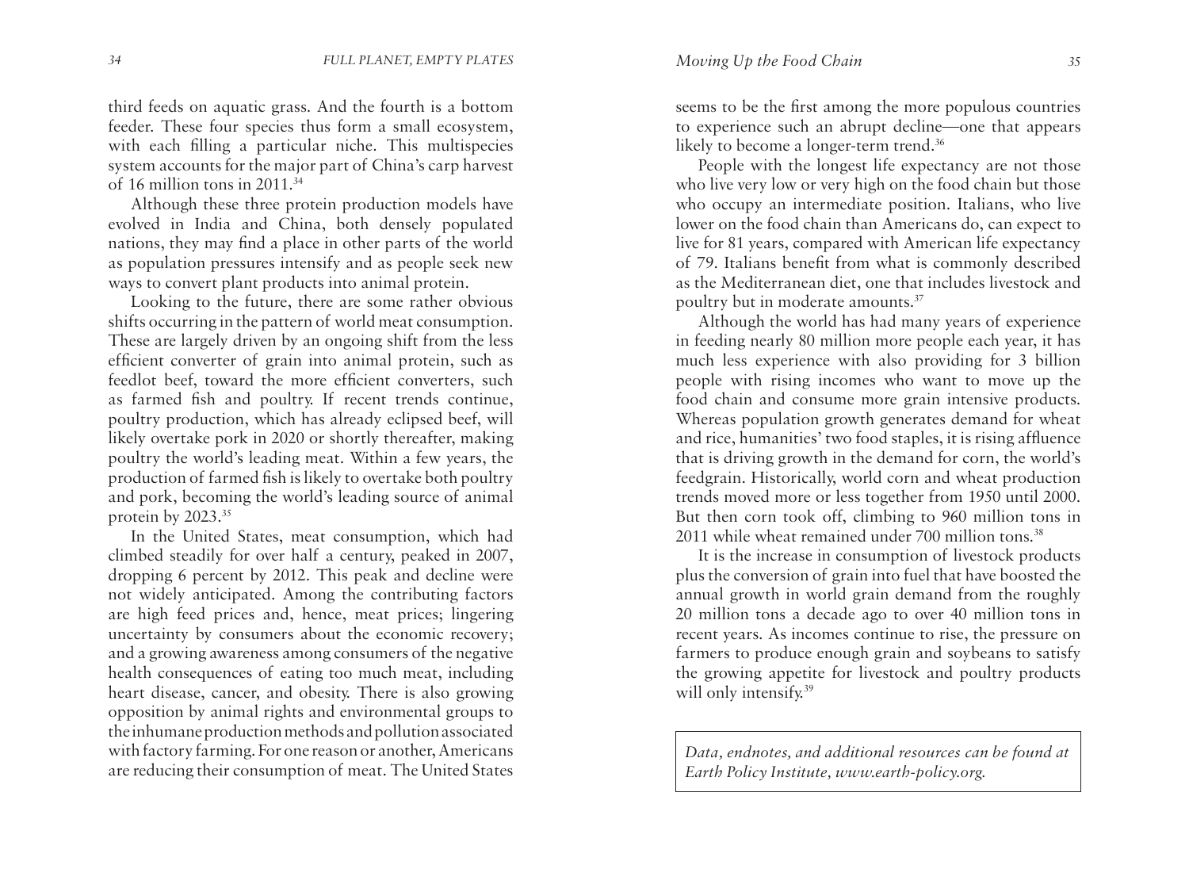third feeds on aquatic grass. And the fourth is a bottom feeder. These four species thus form a small ecosystem, with each filling a particular niche. This multispecies system accounts for the major part of China's carp harvest of 16 million tons in 2011.[34]

Although these three protein production models have evolved in India and China, both densely populated nations, they may find a place in other parts of the world as population pressures intensify and as people seek new ways to convert plant products into animal protein.

Looking to the future, there are some rather obvious shifts occurring in the pattern of world meat consumption. These are largely driven by an ongoing shift from the less efficient converter of grain into animal protein, such as feedlot beef, toward the more efficient converters, such as farmed fish and poultry. If recent trends continue, poultry production, which has already eclipsed beef, will likely overtake pork in 2020 or shortly thereafter, making poultry the world's leading meat. Within a few years, the production of farmed fish is likely to overtake both poultry and pork, becoming the world's leading source of animal protein by 2023.[35]

In the United States, meat consumption, which had climbed steadily for over half a century, peaked in 2007, dropping 6 percent by 2012. This peak and decline were not widely anticipated. Among the contributing factors are high feed prices and, hence, meat prices; lingering uncertainty by consumers about the economic recovery; and a growing awareness among consumers of the negative health consequences of eating too much meat, including heart disease, cancer, and obesity. There is also growing opposition by animal rights and environmental groups to the inhumane production methods and pollution associated with factory farming. For one reason or another, Americans are reducing their consumption of meat. The United States seems to be the first among the more populous countries to experience such an abrupt decline—one that appears likely to become a longer-term trend.[36]

People with the longest life expectancy are not those who live very low or very high on the food chain but those who occupy an intermediate position. Italians, who live lower on the food chain than Americans do, can expect to live for 81 years, compared with American life expectancy of 79. Italians benefit from what is commonly described as the Mediterranean diet, one that includes livestock and poultry but in moderate amounts.[37]

Although the world has had many years of experience in feeding nearly 80 million more people each year, it has much less experience with also providing for 3 billion people with rising incomes who want to move up the food chain and consume more grain intensive products. Whereas population growth generates demand for wheat and rice, humanities' two food staples, it is rising affluence that is driving growth in the demand for corn, the world's feedgrain. Historically, world corn and wheat production trends moved more or less together from 1950 until 2000. But then corn took off, climbing to 960 million tons in 2011 while wheat remained under 700 million tons.[38]

It is the increase in consumption of livestock products plus the conversion of grain into fuel that have boosted the annual growth in world grain demand from the roughly 20 million tons a decade ago to over 40 million tons in recent years. As incomes continue to rise, the pressure on farmers to produce enough grain and soybeans to satisfy the growing appetite for livestock and poultry products will only intensify.[39]

*Data, endnotes, and additional resources can be found at Earth Policy Institute, www.earth-policy.org.*